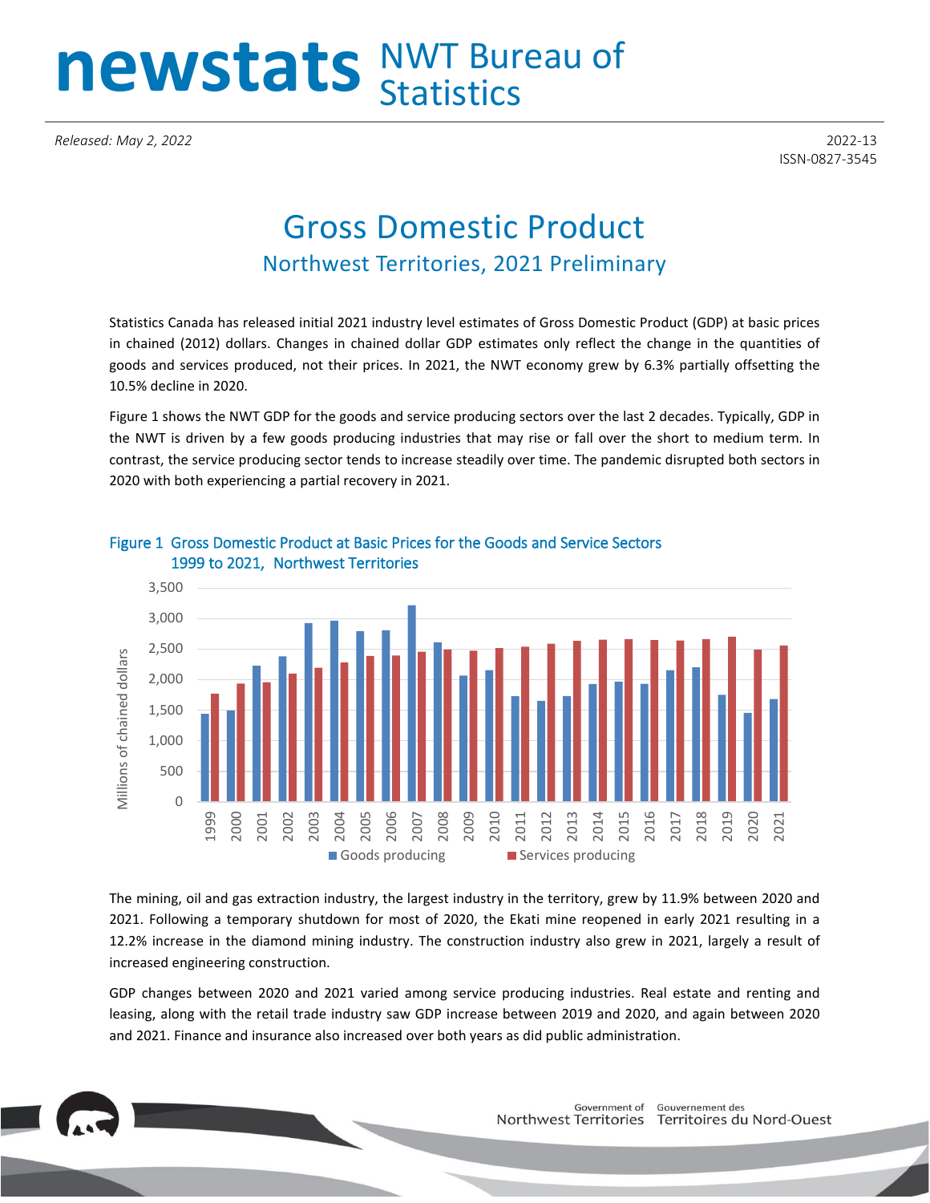# newstats NWT Bureau of Statistics

*Released: May 2, 2022*

2022-13
ISSN-0827-3545

## Gross Domestic Product

### Northwest Territories, 2021 Preliminary

Statistics Canada has released initial 2021 industry level estimates of Gross Domestic Product (GDP) at basic prices in chained (2012) dollars. Changes in chained dollar GDP estimates only reflect the change in the quantities of goods and services produced, not their prices. In 2021, the NWT economy grew by 6.3% partially offsetting the 10.5% decline in 2020.

Figure 1 shows the NWT GDP for the goods and service producing sectors over the last 2 decades. Typically, GDP in the NWT is driven by a few goods producing industries that may rise or fall over the short to medium term. In contrast, the service producing sector tends to increase steadily over time. The pandemic disrupted both sectors in 2020 with both experiencing a partial recovery in 2021.

Figure 1 Gross Domestic Product at Basic Prices for the Goods and Service Sectors 1999 to 2021, Northwest Territories

The mining, oil and gas extraction industry, the largest industry in the territory, grew by 11.9% between 2020 and 2021. Following a temporary shutdown for most of 2020, the Ekati mine reopened in early 2021 resulting in a 12.2% increase in the diamond mining industry. The construction industry also grew in 2021, largely a result of increased engineering construction.

GDP changes between 2020 and 2021 varied among service producing industries. Real estate and renting and leasing, along with the retail trade industry saw GDP increase between 2019 and 2020, and again between 2020 and 2021. Finance and insurance also increased over both years as did public administration.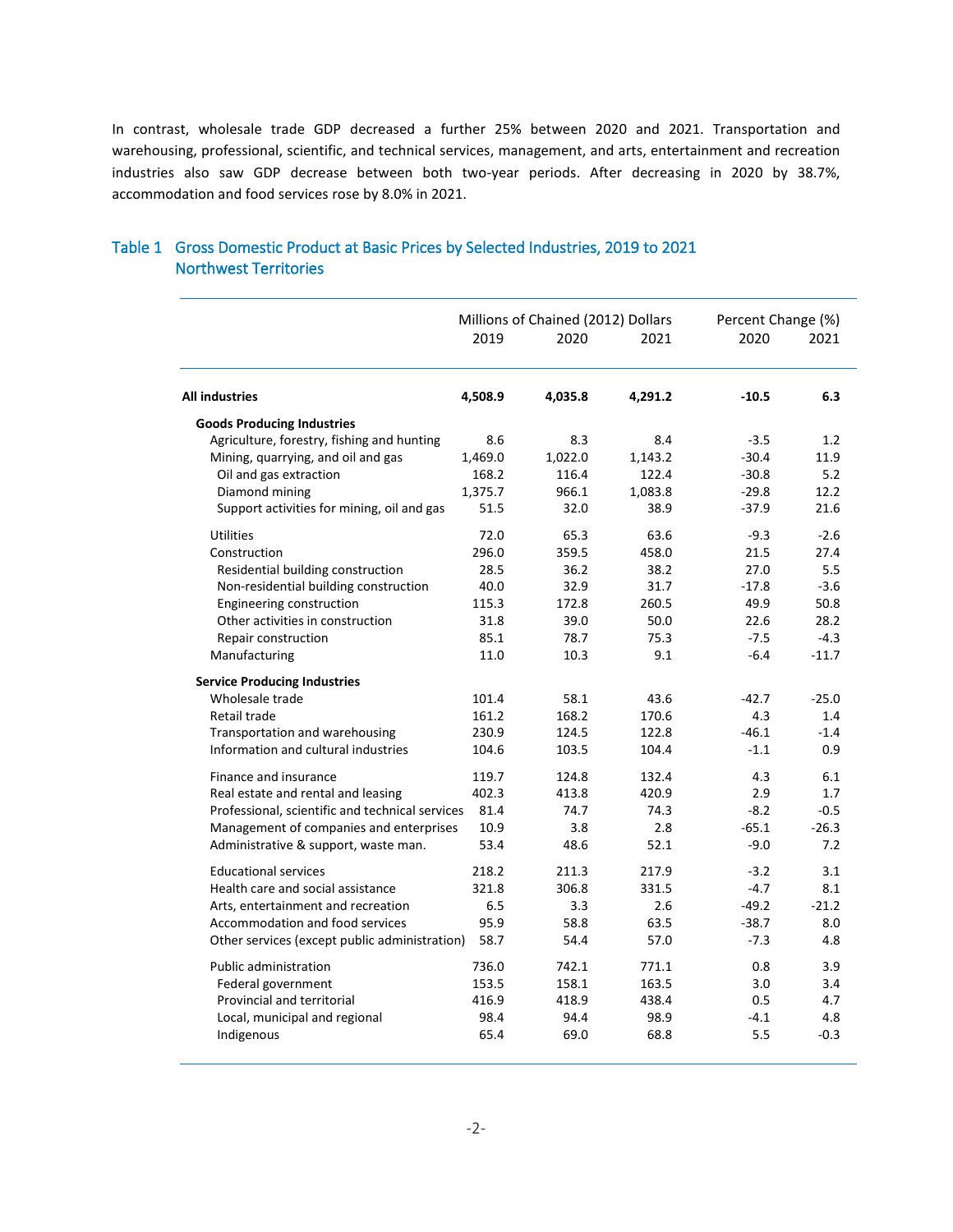In contrast, wholesale trade GDP decreased a further 25% between 2020 and 2021. Transportation and warehousing, professional, scientific, and technical services, management, and arts, entertainment and recreation industries also saw GDP decrease between both two-year periods. After decreasing in 2020 by 38.7%, accommodation and food services rose by 8.0% in 2021.

## Table 1 Gross Domestic Product at Basic Prices by Selected Industries, 2019 to 2021 Northwest Territories

| | Millions of Chained (2012) Dollars | | | Percent Change (%) | |
|---|---|---|---|---|---|
| | 2019 | 2020 | 2021 | 2020 | 2021 |
| **All industries** | **4,508.9** | **4,035.8** | **4,291.2** | **-10.5** | **6.3** |
| **Goods Producing Industries** | | | | | |
| Agriculture, forestry, fishing and hunting | 8.6 | 8.3 | 8.4 | -3.5 | 1.2 |
| Mining, quarrying, and oil and gas | 1,469.0 | 1,022.0 | 1,143.2 | -30.4 | 11.9 |
| Oil and gas extraction | 168.2 | 116.4 | 122.4 | -30.8 | 5.2 |
| Diamond mining | 1,375.7 | 966.1 | 1,083.8 | -29.8 | 12.2 |
| Support activities for mining, oil and gas | 51.5 | 32.0 | 38.9 | -37.9 | 21.6 |
| Utilities | 72.0 | 65.3 | 63.6 | -9.3 | -2.6 |
| Construction | 296.0 | 359.5 | 458.0 | 21.5 | 27.4 |
| Residential building construction | 28.5 | 36.2 | 38.2 | 27.0 | 5.5 |
| Non-residential building construction | 40.0 | 32.9 | 31.7 | -17.8 | -3.6 |
| Engineering construction | 115.3 | 172.8 | 260.5 | 49.9 | 50.8 |
| Other activities in construction | 31.8 | 39.0 | 50.0 | 22.6 | 28.2 |
| Repair construction | 85.1 | 78.7 | 75.3 | -7.5 | -4.3 |
| Manufacturing | 11.0 | 10.3 | 9.1 | -6.4 | -11.7 |
| **Service Producing Industries** | | | | | |
| Wholesale trade | 101.4 | 58.1 | 43.6 | -42.7 | -25.0 |
| Retail trade | 161.2 | 168.2 | 170.6 | 4.3 | 1.4 |
| Transportation and warehousing | 230.9 | 124.5 | 122.8 | -46.1 | -1.4 |
| Information and cultural industries | 104.6 | 103.5 | 104.4 | -1.1 | 0.9 |
| Finance and insurance | 119.7 | 124.8 | 132.4 | 4.3 | 6.1 |
| Real estate and rental and leasing | 402.3 | 413.8 | 420.9 | 2.9 | 1.7 |
| Professional, scientific and technical services | 81.4 | 74.7 | 74.3 | -8.2 | -0.5 |
| Management of companies and enterprises | 10.9 | 3.8 | 2.8 | -65.1 | -26.3 |
| Administrative & support, waste man. | 53.4 | 48.6 | 52.1 | -9.0 | 7.2 |
| Educational services | 218.2 | 211.3 | 217.9 | -3.2 | 3.1 |
| Health care and social assistance | 321.8 | 306.8 | 331.5 | -4.7 | 8.1 |
| Arts, entertainment and recreation | 6.5 | 3.3 | 2.6 | -49.2 | -21.2 |
| Accommodation and food services | 95.9 | 58.8 | 63.5 | -38.7 | 8.0 |
| Other services (except public administration) | 58.7 | 54.4 | 57.0 | -7.3 | 4.8 |
| Public administration | 736.0 | 742.1 | 771.1 | 0.8 | 3.9 |
| Federal government | 153.5 | 158.1 | 163.5 | 3.0 | 3.4 |
| Provincial and territorial | 416.9 | 418.9 | 438.4 | 0.5 | 4.7 |
| Local, municipal and regional | 98.4 | 94.4 | 98.9 | -4.1 | 4.8 |
| Indigenous | 65.4 | 69.0 | 68.8 | 5.5 | -0.3 |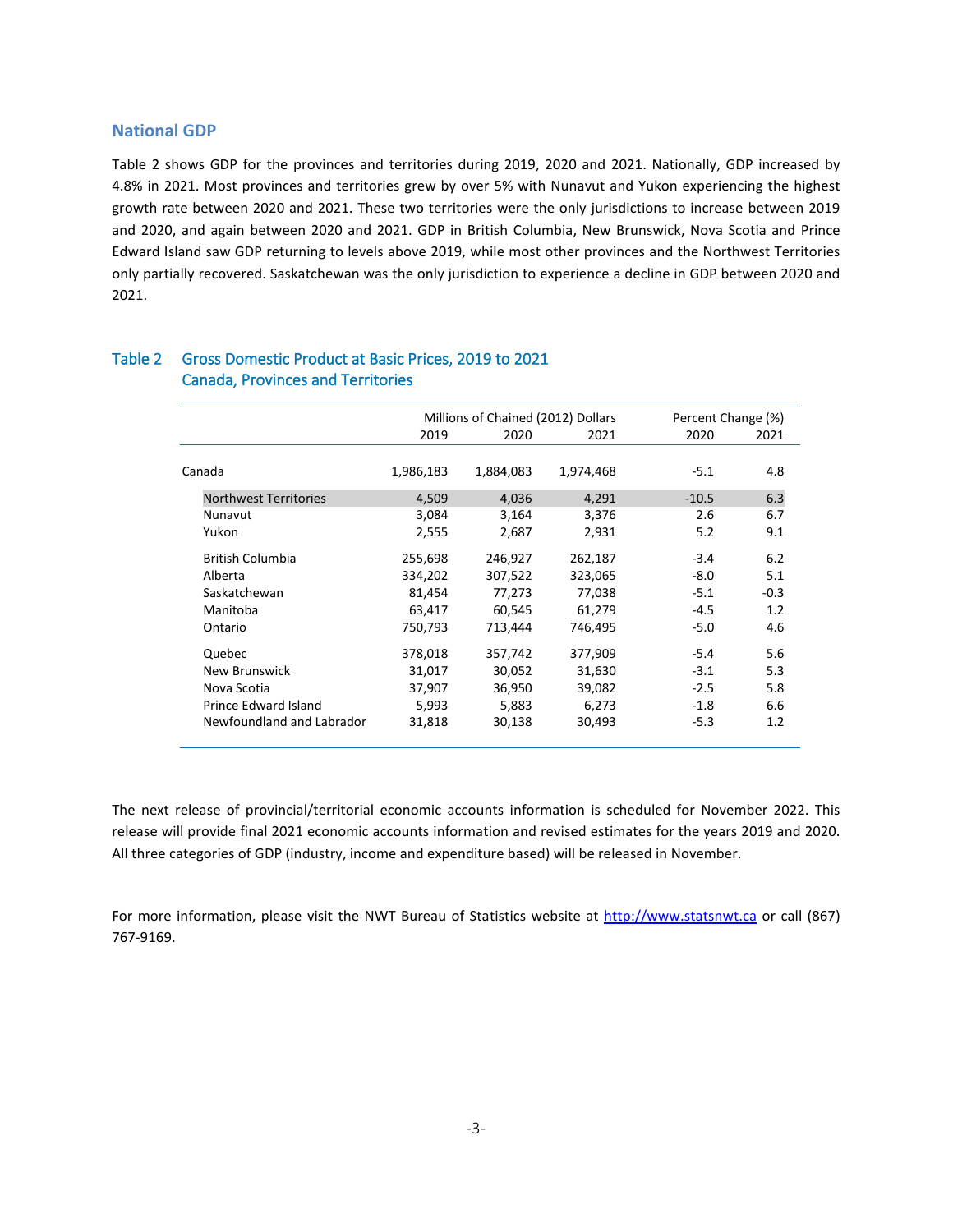## National GDP

Table 2 shows GDP for the provinces and territories during 2019, 2020 and 2021. Nationally, GDP increased by 4.8% in 2021. Most provinces and territories grew by over 5% with Nunavut and Yukon experiencing the highest growth rate between 2020 and 2021. These two territories were the only jurisdictions to increase between 2019 and 2020, and again between 2020 and 2021. GDP in British Columbia, New Brunswick, Nova Scotia and Prince Edward Island saw GDP returning to levels above 2019, while most other provinces and the Northwest Territories only partially recovered. Saskatchewan was the only jurisdiction to experience a decline in GDP between 2020 and 2021.

### Table 2 Gross Domestic Product at Basic Prices, 2019 to 2021 Canada, Provinces and Territories

| | Millions of Chained (2012) Dollars | | | Percent Change (%) | |
|---|---|---|---|---|---|
| | 2019 | 2020 | 2021 | 2020 | 2021 |
| Canada | 1,986,183 | 1,884,083 | 1,974,468 | -5.1 | 4.8 |
| Northwest Territories | 4,509 | 4,036 | 4,291 | -10.5 | 6.3 |
| Nunavut | 3,084 | 3,164 | 3,376 | 2.6 | 6.7 |
| Yukon | 2,555 | 2,687 | 2,931 | 5.2 | 9.1 |
| British Columbia | 255,698 | 246,927 | 262,187 | -3.4 | 6.2 |
| Alberta | 334,202 | 307,522 | 323,065 | -8.0 | 5.1 |
| Saskatchewan | 81,454 | 77,273 | 77,038 | -5.1 | -0.3 |
| Manitoba | 63,417 | 60,545 | 61,279 | -4.5 | 1.2 |
| Ontario | 750,793 | 713,444 | 746,495 | -5.0 | 4.6 |
| Quebec | 378,018 | 357,742 | 377,909 | -5.4 | 5.6 |
| New Brunswick | 31,017 | 30,052 | 31,630 | -3.1 | 5.3 |
| Nova Scotia | 37,907 | 36,950 | 39,082 | -2.5 | 5.8 |
| Prince Edward Island | 5,993 | 5,883 | 6,273 | -1.8 | 6.6 |
| Newfoundland and Labrador | 31,818 | 30,138 | 30,493 | -5.3 | 1.2 |

The next release of provincial/territorial economic accounts information is scheduled for November 2022. This release will provide final 2021 economic accounts information and revised estimates for the years 2019 and 2020. All three categories of GDP (industry, income and expenditure based) will be released in November.

For more information, please visit the NWT Bureau of Statistics website at [http://www.statsnwt.ca](http://www.statsnwt.ca) or call (867) 767-9169.